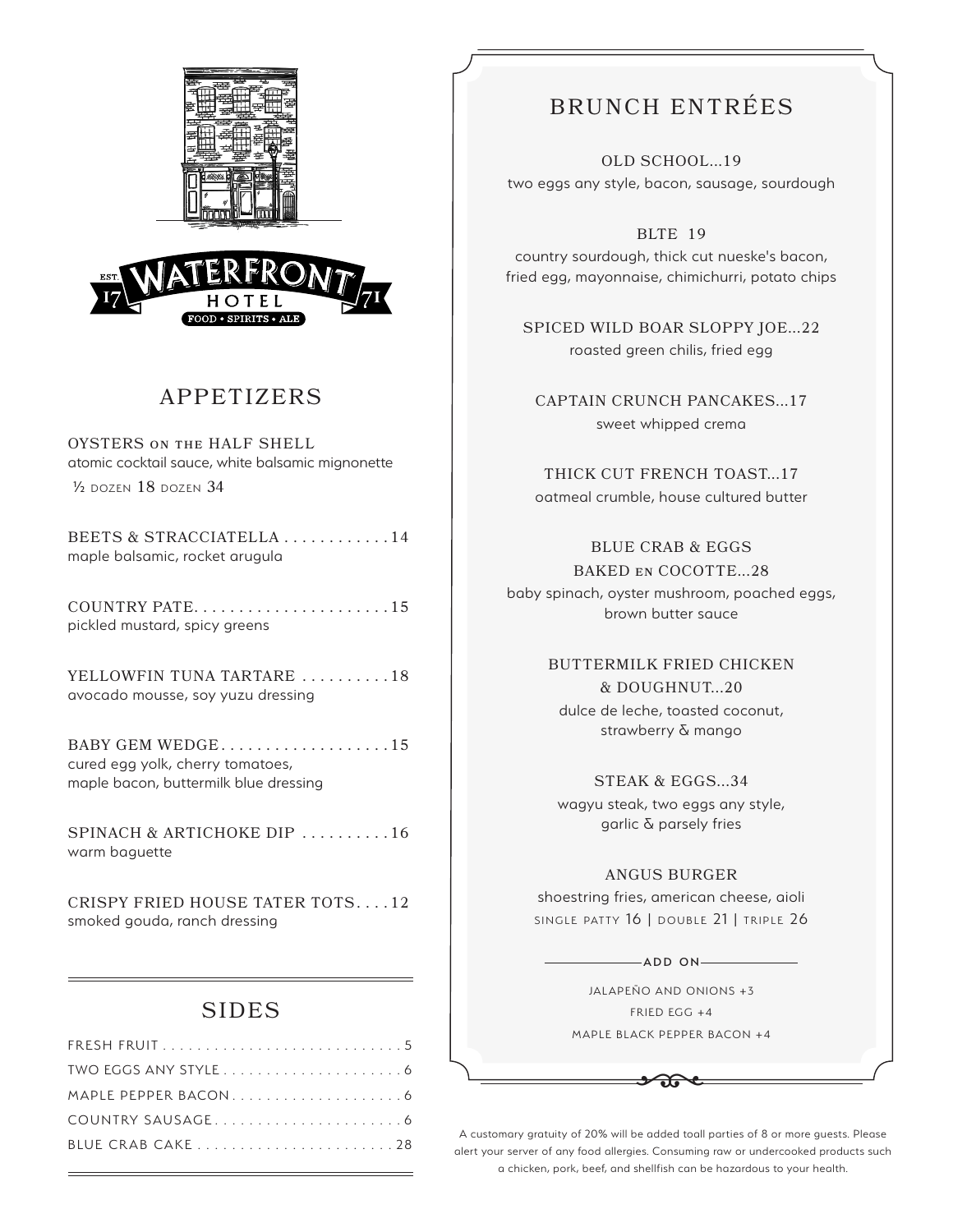EST. 1771 WATERFRONT HOTEL
FOOD • SPIRITS • ALE

## APPETIZERS

OYSTERS ON THE HALF SHELL
atomic cocktail sauce, white balsamic mignonette
½ DOZEN 18 DOZEN 34

BEETS & STRACCIATELLA . . . . . . . . . . . . 14
maple balsamic, rocket arugula

COUNTRY PATE. . . . . . . . . . . . . . . . . . . . . . 15
pickled mustard, spicy greens

YELLOWFIN TUNA TARTARE . . . . . . . . . . 18
avocado mousse, soy yuzu dressing

BABY GEM WEDGE. . . . . . . . . . . . . . . . . . . 15
cured egg yolk, cherry tomatoes,
maple bacon, buttermilk blue dressing

SPINACH & ARTICHOKE DIP . . . . . . . . . . 16
warm baguette

CRISPY FRIED HOUSE TATER TOTS. . . . 12
smoked gouda, ranch dressing

## SIDES

FRESH FRUIT . . . . . . . . . . . . . . . . . . . . . . . . . . . . 5
TWO EGGS ANY STYLE . . . . . . . . . . . . . . . . . . . . . 6
MAPLE PEPPER BACON . . . . . . . . . . . . . . . . . . . . 6
COUNTRY SAUSAGE . . . . . . . . . . . . . . . . . . . . . . 6
BLUE CRAB CAKE . . . . . . . . . . . . . . . . . . . . . . . 28

## BRUNCH ENTRÉES

OLD SCHOOL...19
two eggs any style, bacon, sausage, sourdough

BLTE 19
country sourdough, thick cut nueske's bacon,
fried egg, mayonnaise, chimichurri, potato chips

SPICED WILD BOAR SLOPPY JOE...22
roasted green chilis, fried egg

CAPTAIN CRUNCH PANCAKES...17
sweet whipped crema

THICK CUT FRENCH TOAST...17
oatmeal crumble, house cultured butter

BLUE CRAB & EGGS
BAKED EN COCOTTE...28
baby spinach, oyster mushroom, poached eggs,
brown butter sauce

BUTTERMILK FRIED CHICKEN
& DOUGHNUT...20
dulce de leche, toasted coconut,
strawberry & mango

STEAK & EGGS...34
wagyu steak, two eggs any style,
garlic & parsely fries

ANGUS BURGER
shoestring fries, american cheese, aioli
SINGLE PATTY 16 | DOUBLE 21 | TRIPLE 26

### ADD ON

JALAPEÑO AND ONIONS +3
FRIED EGG +4
MAPLE BLACK PEPPER BACON +4

A customary gratuity of 20% will be added toall parties of 8 or more guests. Please alert your server of any food allergies. Consuming raw or undercooked products such a chicken, pork, beef, and shellfish can be hazardous to your health.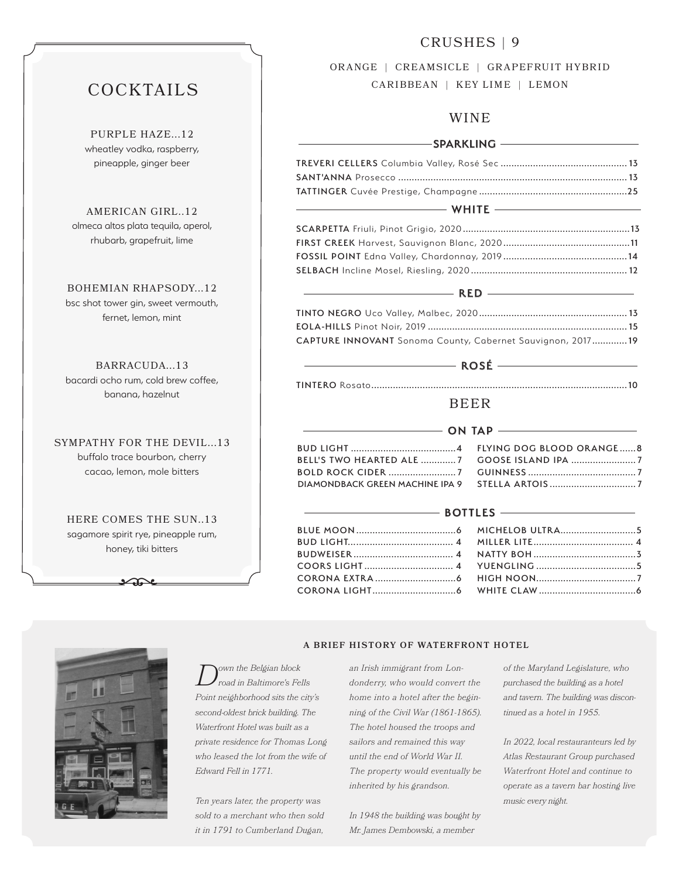## COCKTAILS

PURPLE HAZE...12
wheatley vodka, raspberry, pineapple, ginger beer

AMERICAN GIRL..12
olmeca altos plata tequila, aperol, rhubarb, grapefruit, lime

BOHEMIAN RHAPSODY...12
bsc shot tower gin, sweet vermouth, fernet, lemon, mint

BARRACUDA...13
bacardi ocho rum, cold brew coffee, banana, hazelnut

SYMPATHY FOR THE DEVIL...13
buffalo trace bourbon, cherry cacao, lemon, mole bitters

HERE COMES THE SUN..13
sagamore spirit rye, pineapple rum, honey, tiki bitters

## CRUSHES | 9

ORANGE | CREAMSICLE | GRAPEFRUIT HYBRID
CARIBBEAN | KEY LIME | LEMON

## WINE

### SPARKLING

**TREVERI CELLERS** Columbia Valley, Rosé Sec .......... 13
**SANT'ANNA** Prosecco .......... 13
**TATTINGER** Cuvée Prestige, Champagne .......... 25

### WHITE

**SCARPETTA** Friuli, Pinot Grigio, 2020 .......... 13
**FIRST CREEK** Harvest, Sauvignon Blanc, 2020 .......... 11
**FOSSIL POINT** Edna Valley, Chardonnay, 2019 .......... 14
**SELBACH** Incline Mosel, Riesling, 2020 .......... 12

### RED

**TINTO NEGRO** Uco Valley, Malbec, 2020 .......... 13
**EOLA-HILLS** Pinot Noir, 2019 .......... 15
**CAPTURE INNOVANT** Sonoma County, Cabernet Sauvignon, 2017 .......... 19

### ROSÉ

**TINTERO** Rosato .......... 10

## BEER

### ON TAP

BUD LIGHT .......... 4
BELL'S TWO HEARTED ALE .......... 7
BOLD ROCK CIDER .......... 7
DIAMONDBACK GREEN MACHINE IPA 9
FLYING DOG BLOOD ORANGE .......... 8
GOOSE ISLAND IPA .......... 7
GUINNESS .......... 7
STELLA ARTOIS .......... 7

### BOTTLES

BLUE MOON .......... 6
BUD LIGHT .......... 4
BUDWEISER .......... 4
COORS LIGHT .......... 4
CORONA EXTRA .......... 6
CORONA LIGHT .......... 6
MICHELOB ULTRA .......... 5
MILLER LITE .......... 4
NATTY BOH .......... 3
YUENGLING .......... 5
HIGH NOON .......... 7
WHITE CLAW .......... 6

### A BRIEF HISTORY OF WATERFRONT HOTEL

*Down the Belgian block road in Baltimore's Fells Point neighborhood sits the city's second-oldest brick building. The Waterfront Hotel was built as a private residence for Thomas Long who leased the lot from the wife of Edward Fell in 1771.*

*Ten years later, the property was sold to a merchant who then sold it in 1791 to Cumberland Dugan, an Irish immigrant from Londonderry, who would convert the home into a hotel after the beginning of the Civil War (1861-1865). The hotel housed the troops and sailors and remained this way until the end of World War II. The property would eventually be inherited by his grandson.*

*In 1948 the building was bought by Mr. James Dembowski, a member of the Maryland Legislature, who purchased the building as a hotel and tavern. The building was discontinued as a hotel in 1955.*

*In 2022, local restauranteurs led by Atlas Restaurant Group purchased Waterfront Hotel and continue to operate as a tavern bar hosting live music every night.*